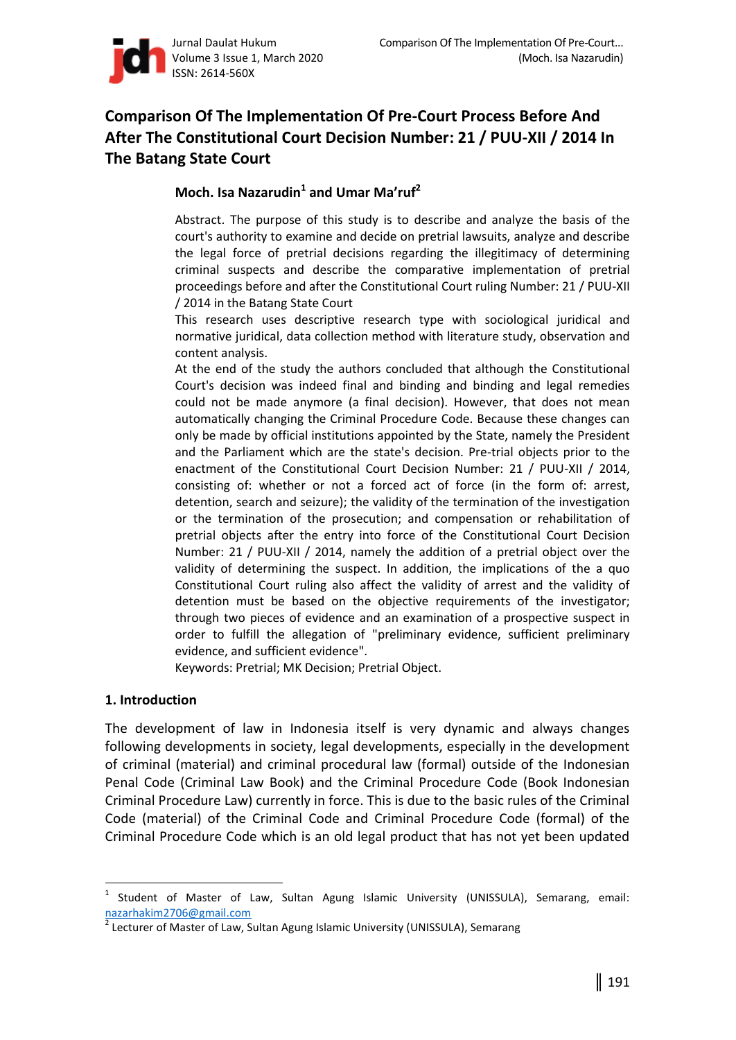# Comparison Of The Implementation Of Pre-Court Process Before And After The Constitutional Court Decision Number: 21 / PUU-XII / 2014 In The Batang State Court

**Moch. Isa Nazarudin[1] and Umar Ma'ruf[2]**

Abstract. The purpose of this study is to describe and analyze the basis of the court's authority to examine and decide on pretrial lawsuits, analyze and describe the legal force of pretrial decisions regarding the illegitimacy of determining criminal suspects and describe the comparative implementation of pretrial proceedings before and after the Constitutional Court ruling Number: 21 / PUU-XII / 2014 in the Batang State Court

This research uses descriptive research type with sociological juridical and normative juridical, data collection method with literature study, observation and content analysis.

At the end of the study the authors concluded that although the Constitutional Court's decision was indeed final and binding and binding and legal remedies could not be made anymore (a final decision). However, that does not mean automatically changing the Criminal Procedure Code. Because these changes can only be made by official institutions appointed by the State, namely the President and the Parliament which are the state's decision. Pre-trial objects prior to the enactment of the Constitutional Court Decision Number: 21 / PUU-XII / 2014, consisting of: whether or not a forced act of force (in the form of: arrest, detention, search and seizure); the validity of the termination of the investigation or the termination of the prosecution; and compensation or rehabilitation of pretrial objects after the entry into force of the Constitutional Court Decision Number: 21 / PUU-XII / 2014, namely the addition of a pretrial object over the validity of determining the suspect. In addition, the implications of the a quo Constitutional Court ruling also affect the validity of arrest and the validity of detention must be based on the objective requirements of the investigator; through two pieces of evidence and an examination of a prospective suspect in order to fulfill the allegation of "preliminary evidence, sufficient preliminary evidence, and sufficient evidence".

Keywords: Pretrial; MK Decision; Pretrial Object.

## 1. Introduction

The development of law in Indonesia itself is very dynamic and always changes following developments in society, legal developments, especially in the development of criminal (material) and criminal procedural law (formal) outside of the Indonesian Penal Code (Criminal Law Book) and the Criminal Procedure Code (Book Indonesian Criminal Procedure Law) currently in force. This is due to the basic rules of the Criminal Code (material) of the Criminal Code and Criminal Procedure Code (formal) of the Criminal Procedure Code which is an old legal product that has not yet been updated

---

[1] Student of Master of Law, Sultan Agung Islamic University (UNISSULA), Semarang, email: nazarhakim2706@gmail.com

[2] Lecturer of Master of Law, Sultan Agung Islamic University (UNISSULA), Semarang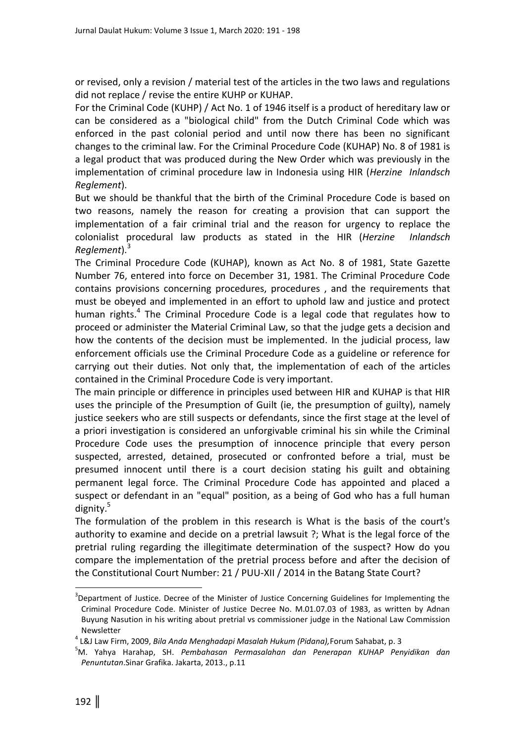or revised, only a revision / material test of the articles in the two laws and regulations did not replace / revise the entire KUHP or KUHAP.

For the Criminal Code (KUHP) / Act No. 1 of 1946 itself is a product of hereditary law or can be considered as a "biological child" from the Dutch Criminal Code which was enforced in the past colonial period and until now there has been no significant changes to the criminal law. For the Criminal Procedure Code (KUHAP) No. 8 of 1981 is a legal product that was produced during the New Order which was previously in the implementation of criminal procedure law in Indonesia using HIR (*Herzine Inlandsch Reglement*).

But we should be thankful that the birth of the Criminal Procedure Code is based on two reasons, namely the reason for creating a provision that can support the implementation of a fair criminal trial and the reason for urgency to replace the colonialist procedural law products as stated in the HIR (*Herzine Inlandsch Reglement*).[3]

The Criminal Procedure Code (KUHAP), known as Act No. 8 of 1981, State Gazette Number 76, entered into force on December 31, 1981. The Criminal Procedure Code contains provisions concerning procedures, procedures , and the requirements that must be obeyed and implemented in an effort to uphold law and justice and protect human rights.[4] The Criminal Procedure Code is a legal code that regulates how to proceed or administer the Material Criminal Law, so that the judge gets a decision and how the contents of the decision must be implemented. In the judicial process, law enforcement officials use the Criminal Procedure Code as a guideline or reference for carrying out their duties. Not only that, the implementation of each of the articles contained in the Criminal Procedure Code is very important.

The main principle or difference in principles used between HIR and KUHAP is that HIR uses the principle of the Presumption of Guilt (ie, the presumption of guilty), namely justice seekers who are still suspects or defendants, since the first stage at the level of a priori investigation is considered an unforgivable criminal his sin while the Criminal Procedure Code uses the presumption of innocence principle that every person suspected, arrested, detained, prosecuted or confronted before a trial, must be presumed innocent until there is a court decision stating his guilt and obtaining permanent legal force. The Criminal Procedure Code has appointed and placed a suspect or defendant in an "equal" position, as a being of God who has a full human dignity.[5]

The formulation of the problem in this research is What is the basis of the court's authority to examine and decide on a pretrial lawsuit ?; What is the legal force of the pretrial ruling regarding the illegitimate determination of the suspect? How do you compare the implementation of the pretrial process before and after the decision of the Constitutional Court Number: 21 / PUU-XII / 2014 in the Batang State Court?

---

[3] Department of Justice. Decree of the Minister of Justice Concerning Guidelines for Implementing the Criminal Procedure Code. Minister of Justice Decree No. M.01.07.03 of 1983, as written by Adnan Buyung Nasution in his writing about pretrial vs commissioner judge in the National Law Commission Newsletter

[4] L&J Law Firm, 2009, *Bila Anda Menghadapi Masalah Hukum (Pidana),* Forum Sahabat, p. 3

[5] M. Yahya Harahap, SH. *Pembahasan Permasalahan dan Penerapan KUHAP Penyidikan dan Penuntutan*.Sinar Grafika. Jakarta, 2013., p.11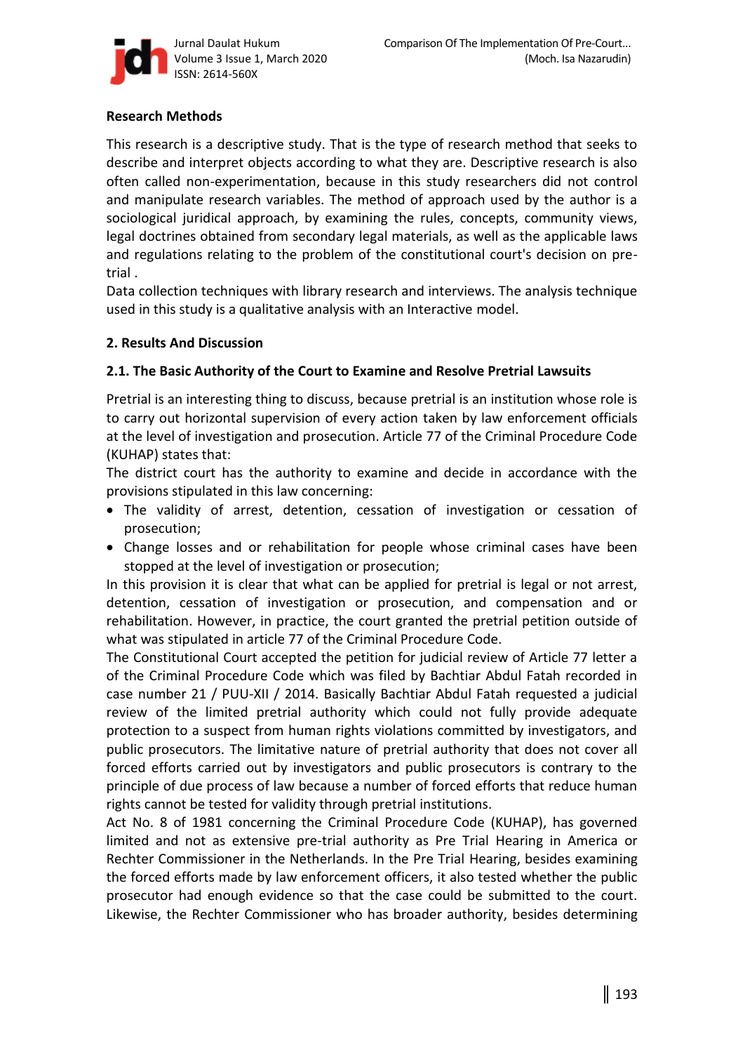### Research Methods

This research is a descriptive study. That is the type of research method that seeks to describe and interpret objects according to what they are. Descriptive research is also often called non-experimentation, because in this study researchers did not control and manipulate research variables. The method of approach used by the author is a sociological juridical approach, by examining the rules, concepts, community views, legal doctrines obtained from secondary legal materials, as well as the applicable laws and regulations relating to the problem of the constitutional court's decision on pre-trial .

Data collection techniques with library research and interviews. The analysis technique used in this study is a qualitative analysis with an Interactive model.

## 2. Results And Discussion

### 2.1. The Basic Authority of the Court to Examine and Resolve Pretrial Lawsuits

Pretrial is an interesting thing to discuss, because pretrial is an institution whose role is to carry out horizontal supervision of every action taken by law enforcement officials at the level of investigation and prosecution. Article 77 of the Criminal Procedure Code (KUHAP) states that:

The district court has the authority to examine and decide in accordance with the provisions stipulated in this law concerning:

- The validity of arrest, detention, cessation of investigation or cessation of prosecution;
- Change losses and or rehabilitation for people whose criminal cases have been stopped at the level of investigation or prosecution;

In this provision it is clear that what can be applied for pretrial is legal or not arrest, detention, cessation of investigation or prosecution, and compensation and or rehabilitation. However, in practice, the court granted the pretrial petition outside of what was stipulated in article 77 of the Criminal Procedure Code.

The Constitutional Court accepted the petition for judicial review of Article 77 letter a of the Criminal Procedure Code which was filed by Bachtiar Abdul Fatah recorded in case number 21 / PUU-XII / 2014. Basically Bachtiar Abdul Fatah requested a judicial review of the limited pretrial authority which could not fully provide adequate protection to a suspect from human rights violations committed by investigators, and public prosecutors. The limitative nature of pretrial authority that does not cover all forced efforts carried out by investigators and public prosecutors is contrary to the principle of due process of law because a number of forced efforts that reduce human rights cannot be tested for validity through pretrial institutions.

Act No. 8 of 1981 concerning the Criminal Procedure Code (KUHAP), has governed limited and not as extensive pre-trial authority as Pre Trial Hearing in America or Rechter Commissioner in the Netherlands. In the Pre Trial Hearing, besides examining the forced efforts made by law enforcement officers, it also tested whether the public prosecutor had enough evidence so that the case could be submitted to the court. Likewise, the Rechter Commissioner who has broader authority, besides determining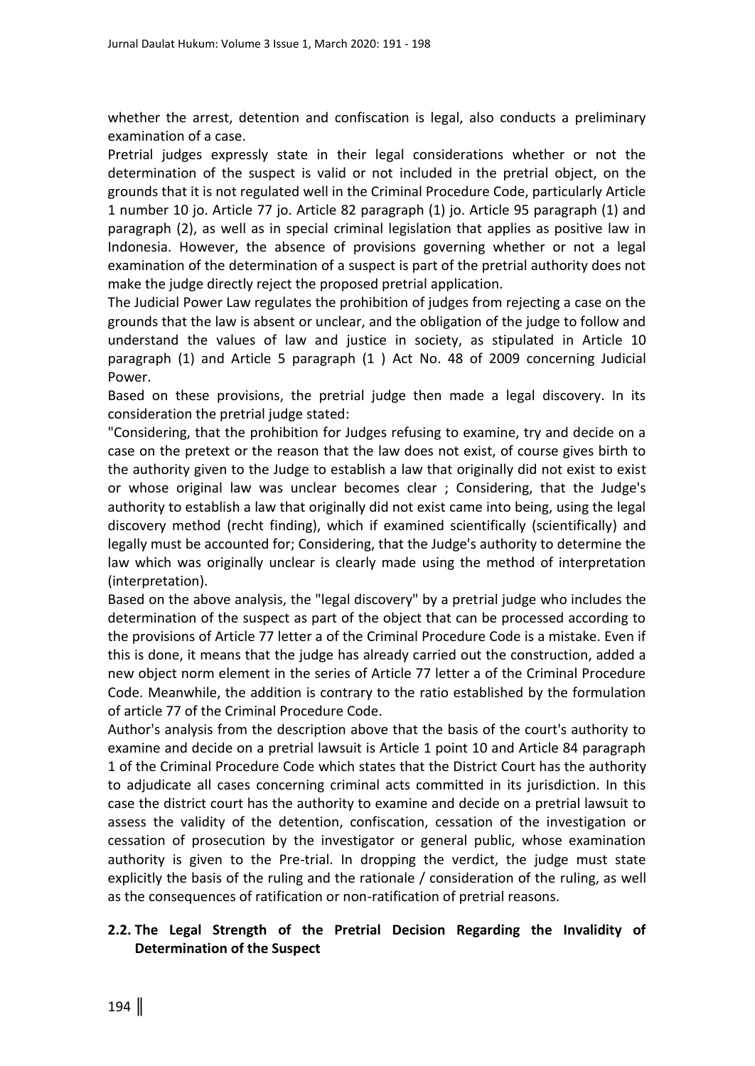whether the arrest, detention and confiscation is legal, also conducts a preliminary examination of a case.

Pretrial judges expressly state in their legal considerations whether or not the determination of the suspect is valid or not included in the pretrial object, on the grounds that it is not regulated well in the Criminal Procedure Code, particularly Article 1 number 10 jo. Article 77 jo. Article 82 paragraph (1) jo. Article 95 paragraph (1) and paragraph (2), as well as in special criminal legislation that applies as positive law in Indonesia. However, the absence of provisions governing whether or not a legal examination of the determination of a suspect is part of the pretrial authority does not make the judge directly reject the proposed pretrial application.

The Judicial Power Law regulates the prohibition of judges from rejecting a case on the grounds that the law is absent or unclear, and the obligation of the judge to follow and understand the values of law and justice in society, as stipulated in Article 10 paragraph (1) and Article 5 paragraph (1 ) Act No. 48 of 2009 concerning Judicial Power.

Based on these provisions, the pretrial judge then made a legal discovery. In its consideration the pretrial judge stated:

"Considering, that the prohibition for Judges refusing to examine, try and decide on a case on the pretext or the reason that the law does not exist, of course gives birth to the authority given to the Judge to establish a law that originally did not exist to exist or whose original law was unclear becomes clear ; Considering, that the Judge's authority to establish a law that originally did not exist came into being, using the legal discovery method (recht finding), which if examined scientifically (scientifically) and legally must be accounted for; Considering, that the Judge's authority to determine the law which was originally unclear is clearly made using the method of interpretation (interpretation).

Based on the above analysis, the "legal discovery" by a pretrial judge who includes the determination of the suspect as part of the object that can be processed according to the provisions of Article 77 letter a of the Criminal Procedure Code is a mistake. Even if this is done, it means that the judge has already carried out the construction, added a new object norm element in the series of Article 77 letter a of the Criminal Procedure Code. Meanwhile, the addition is contrary to the ratio established by the formulation of article 77 of the Criminal Procedure Code.

Author's analysis from the description above that the basis of the court's authority to examine and decide on a pretrial lawsuit is Article 1 point 10 and Article 84 paragraph 1 of the Criminal Procedure Code which states that the District Court has the authority to adjudicate all cases concerning criminal acts committed in its jurisdiction. In this case the district court has the authority to examine and decide on a pretrial lawsuit to assess the validity of the detention, confiscation, cessation of the investigation or cessation of prosecution by the investigator or general public, whose examination authority is given to the Pre-trial. In dropping the verdict, the judge must state explicitly the basis of the ruling and the rationale / consideration of the ruling, as well as the consequences of ratification or non-ratification of pretrial reasons.

### 2.2. The Legal Strength of the Pretrial Decision Regarding the Invalidity of Determination of the Suspect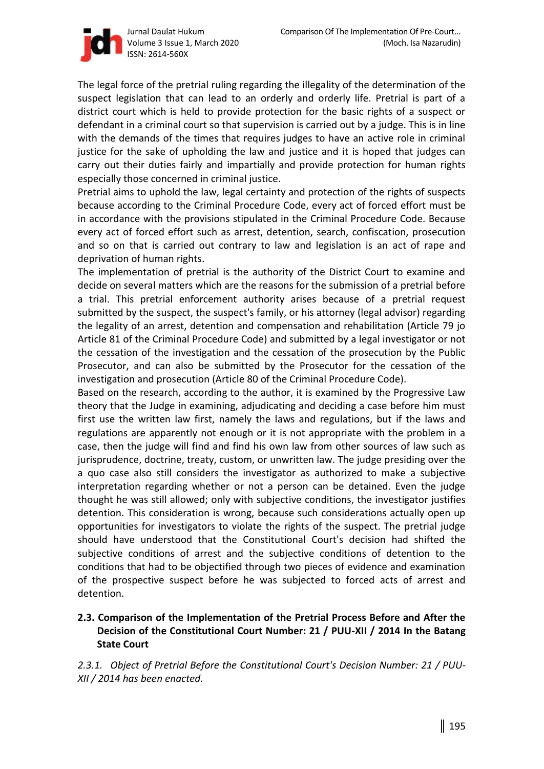The legal force of the pretrial ruling regarding the illegality of the determination of the suspect legislation that can lead to an orderly and orderly life. Pretrial is part of a district court which is held to provide protection for the basic rights of a suspect or defendant in a criminal court so that supervision is carried out by a judge. This is in line with the demands of the times that requires judges to have an active role in criminal justice for the sake of upholding the law and justice and it is hoped that judges can carry out their duties fairly and impartially and provide protection for human rights especially those concerned in criminal justice.

Pretrial aims to uphold the law, legal certainty and protection of the rights of suspects because according to the Criminal Procedure Code, every act of forced effort must be in accordance with the provisions stipulated in the Criminal Procedure Code. Because every act of forced effort such as arrest, detention, search, confiscation, prosecution and so on that is carried out contrary to law and legislation is an act of rape and deprivation of human rights.

The implementation of pretrial is the authority of the District Court to examine and decide on several matters which are the reasons for the submission of a pretrial before a trial. This pretrial enforcement authority arises because of a pretrial request submitted by the suspect, the suspect's family, or his attorney (legal advisor) regarding the legality of an arrest, detention and compensation and rehabilitation (Article 79 jo Article 81 of the Criminal Procedure Code) and submitted by a legal investigator or not the cessation of the investigation and the cessation of the prosecution by the Public Prosecutor, and can also be submitted by the Prosecutor for the cessation of the investigation and prosecution (Article 80 of the Criminal Procedure Code).

Based on the research, according to the author, it is examined by the Progressive Law theory that the Judge in examining, adjudicating and deciding a case before him must first use the written law first, namely the laws and regulations, but if the laws and regulations are apparently not enough or it is not appropriate with the problem in a case, then the judge will find and find his own law from other sources of law such as jurisprudence, doctrine, treaty, custom, or unwritten law. The judge presiding over the a quo case also still considers the investigator as authorized to make a subjective interpretation regarding whether or not a person can be detained. Even the judge thought he was still allowed; only with subjective conditions, the investigator justifies detention. This consideration is wrong, because such considerations actually open up opportunities for investigators to violate the rights of the suspect. The pretrial judge should have understood that the Constitutional Court's decision had shifted the subjective conditions of arrest and the subjective conditions of detention to the conditions that had to be objectified through two pieces of evidence and examination of the prospective suspect before he was subjected to forced acts of arrest and detention.

### 2.3. Comparison of the Implementation of the Pretrial Process Before and After the Decision of the Constitutional Court Number: 21 / PUU-XII / 2014 In the Batang State Court

#### *2.3.1. Object of Pretrial Before the Constitutional Court's Decision Number: 21 / PUU-XII / 2014 has been enacted.*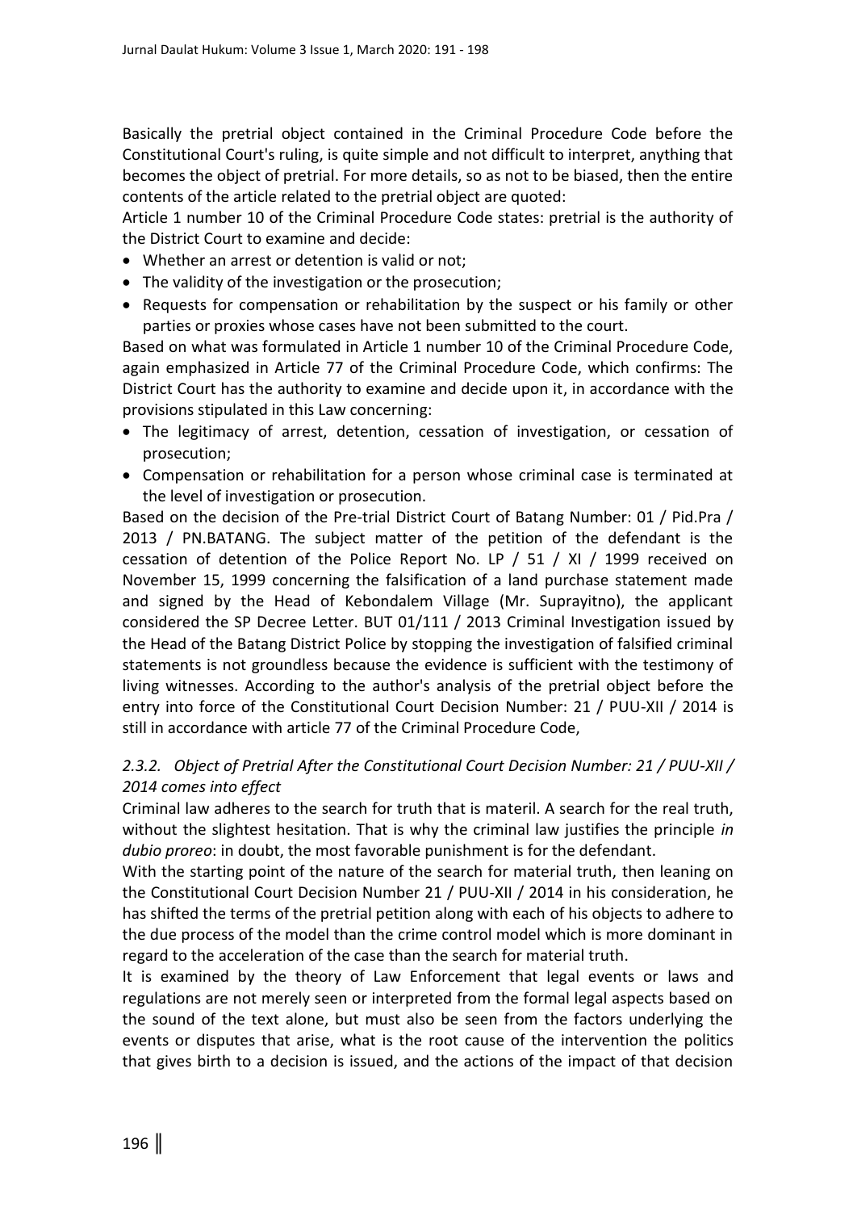Basically the pretrial object contained in the Criminal Procedure Code before the Constitutional Court's ruling, is quite simple and not difficult to interpret, anything that becomes the object of pretrial. For more details, so as not to be biased, then the entire contents of the article related to the pretrial object are quoted:

Article 1 number 10 of the Criminal Procedure Code states: pretrial is the authority of the District Court to examine and decide:

- Whether an arrest or detention is valid or not;
- The validity of the investigation or the prosecution;
- Requests for compensation or rehabilitation by the suspect or his family or other parties or proxies whose cases have not been submitted to the court.

Based on what was formulated in Article 1 number 10 of the Criminal Procedure Code, again emphasized in Article 77 of the Criminal Procedure Code, which confirms: The District Court has the authority to examine and decide upon it, in accordance with the provisions stipulated in this Law concerning:

- The legitimacy of arrest, detention, cessation of investigation, or cessation of prosecution;
- Compensation or rehabilitation for a person whose criminal case is terminated at the level of investigation or prosecution.

Based on the decision of the Pre-trial District Court of Batang Number: 01 / Pid.Pra / 2013 / PN.BATANG. The subject matter of the petition of the defendant is the cessation of detention of the Police Report No. LP / 51 / XI / 1999 received on November 15, 1999 concerning the falsification of a land purchase statement made and signed by the Head of Kebondalem Village (Mr. Suprayitno), the applicant considered the SP Decree Letter. BUT 01/111 / 2013 Criminal Investigation issued by the Head of the Batang District Police by stopping the investigation of falsified criminal statements is not groundless because the evidence is sufficient with the testimony of living witnesses. According to the author's analysis of the pretrial object before the entry into force of the Constitutional Court Decision Number: 21 / PUU-XII / 2014 is still in accordance with article 77 of the Criminal Procedure Code,

### *2.3.2. Object of Pretrial After the Constitutional Court Decision Number: 21 / PUU-XII / 2014 comes into effect*

Criminal law adheres to the search for truth that is materil. A search for the real truth, without the slightest hesitation. That is why the criminal law justifies the principle *in dubio proreo*: in doubt, the most favorable punishment is for the defendant.

With the starting point of the nature of the search for material truth, then leaning on the Constitutional Court Decision Number 21 / PUU-XII / 2014 in his consideration, he has shifted the terms of the pretrial petition along with each of his objects to adhere to the due process of the model than the crime control model which is more dominant in regard to the acceleration of the case than the search for material truth.

It is examined by the theory of Law Enforcement that legal events or laws and regulations are not merely seen or interpreted from the formal legal aspects based on the sound of the text alone, but must also be seen from the factors underlying the events or disputes that arise, what is the root cause of the intervention the politics that gives birth to a decision is issued, and the actions of the impact of that decision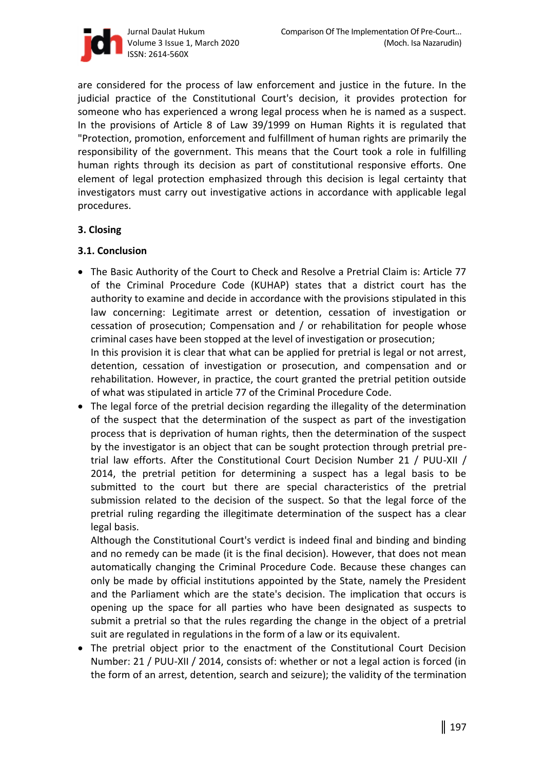are considered for the process of law enforcement and justice in the future. In the judicial practice of the Constitutional Court's decision, it provides protection for someone who has experienced a wrong legal process when he is named as a suspect. In the provisions of Article 8 of Law 39/1999 on Human Rights it is regulated that "Protection, promotion, enforcement and fulfillment of human rights are primarily the responsibility of the government. This means that the Court took a role in fulfilling human rights through its decision as part of constitutional responsive efforts. One element of legal protection emphasized through this decision is legal certainty that investigators must carry out investigative actions in accordance with applicable legal procedures.

## 3. Closing

### 3.1. Conclusion

- The Basic Authority of the Court to Check and Resolve a Pretrial Claim is: Article 77 of the Criminal Procedure Code (KUHAP) states that a district court has the authority to examine and decide in accordance with the provisions stipulated in this law concerning: Legitimate arrest or detention, cessation of investigation or cessation of prosecution; Compensation and / or rehabilitation for people whose criminal cases have been stopped at the level of investigation or prosecution;
  In this provision it is clear that what can be applied for pretrial is legal or not arrest, detention, cessation of investigation or prosecution, and compensation and or rehabilitation. However, in practice, the court granted the pretrial petition outside of what was stipulated in article 77 of the Criminal Procedure Code.
- The legal force of the pretrial decision regarding the illegality of the determination of the suspect that the determination of the suspect as part of the investigation process that is deprivation of human rights, then the determination of the suspect by the investigator is an object that can be sought protection through pretrial pre-trial law efforts. After the Constitutional Court Decision Number 21 / PUU-XII / 2014, the pretrial petition for determining a suspect has a legal basis to be submitted to the court but there are special characteristics of the pretrial submission related to the decision of the suspect. So that the legal force of the pretrial ruling regarding the illegitimate determination of the suspect has a clear legal basis.
  Although the Constitutional Court's verdict is indeed final and binding and binding and no remedy can be made (it is the final decision). However, that does not mean automatically changing the Criminal Procedure Code. Because these changes can only be made by official institutions appointed by the State, namely the President and the Parliament which are the state's decision. The implication that occurs is opening up the space for all parties who have been designated as suspects to submit a pretrial so that the rules regarding the change in the object of a pretrial suit are regulated in regulations in the form of a law or its equivalent.
- The pretrial object prior to the enactment of the Constitutional Court Decision Number: 21 / PUU-XII / 2014, consists of: whether or not a legal action is forced (in the form of an arrest, detention, search and seizure); the validity of the termination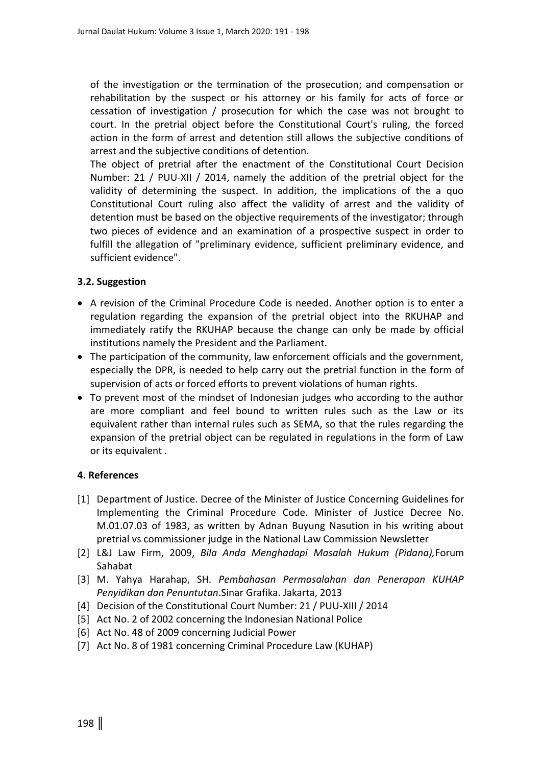of the investigation or the termination of the prosecution; and compensation or rehabilitation by the suspect or his attorney or his family for acts of force or cessation of investigation / prosecution for which the case was not brought to court. In the pretrial object before the Constitutional Court's ruling, the forced action in the form of arrest and detention still allows the subjective conditions of arrest and the subjective conditions of detention.

The object of pretrial after the enactment of the Constitutional Court Decision Number: 21 / PUU-XII / 2014, namely the addition of the pretrial object for the validity of determining the suspect. In addition, the implications of the a quo Constitutional Court ruling also affect the validity of arrest and the validity of detention must be based on the objective requirements of the investigator; through two pieces of evidence and an examination of a prospective suspect in order to fulfill the allegation of "preliminary evidence, sufficient preliminary evidence, and sufficient evidence".

### 3.2. Suggestion

- A revision of the Criminal Procedure Code is needed. Another option is to enter a regulation regarding the expansion of the pretrial object into the RKUHAP and immediately ratify the RKUHAP because the change can only be made by official institutions namely the President and the Parliament.
- The participation of the community, law enforcement officials and the government, especially the DPR, is needed to help carry out the pretrial function in the form of supervision of acts or forced efforts to prevent violations of human rights.
- To prevent most of the mindset of Indonesian judges who according to the author are more compliant and feel bound to written rules such as the Law or its equivalent rather than internal rules such as SEMA, so that the rules regarding the expansion of the pretrial object can be regulated in regulations in the form of Law or its equivalent .

## 4. References

[1] Department of Justice. Decree of the Minister of Justice Concerning Guidelines for Implementing the Criminal Procedure Code. Minister of Justice Decree No. M.01.07.03 of 1983, as written by Adnan Buyung Nasution in his writing about pretrial vs commissioner judge in the National Law Commission Newsletter

[2] L&J Law Firm, 2009, *Bila Anda Menghadapi Masalah Hukum (Pidana),* Forum Sahabat

[3] M. Yahya Harahap, SH. *Pembahasan Permasalahan dan Penerapan KUHAP Penyidikan dan Penuntutan*.Sinar Grafika. Jakarta, 2013

[4] Decision of the Constitutional Court Number: 21 / PUU-XIII / 2014

[5] Act No. 2 of 2002 concerning the Indonesian National Police

[6] Act No. 48 of 2009 concerning Judicial Power

[7] Act No. 8 of 1981 concerning Criminal Procedure Law (KUHAP)